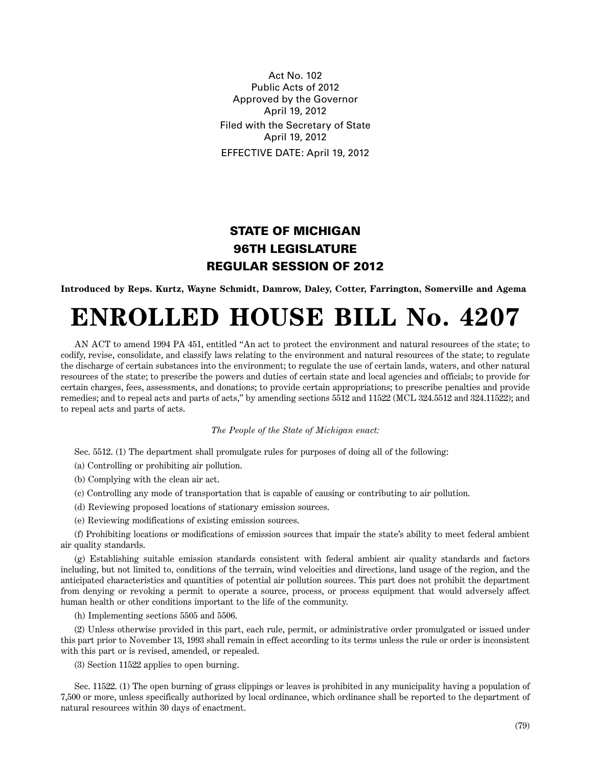Act No. 102
Public Acts of 2012
Approved by the Governor
April 19, 2012
Filed with the Secretary of State
April 19, 2012
EFFECTIVE DATE: April 19, 2012

## STATE OF MICHIGAN
## 96TH LEGISLATURE
## REGULAR SESSION OF 2012

**Introduced by Reps. Kurtz, Wayne Schmidt, Damrow, Daley, Cotter, Farrington, Somerville and Agema**

# ENROLLED HOUSE BILL No. 4207

AN ACT to amend 1994 PA 451, entitled "An act to protect the environment and natural resources of the state; to codify, revise, consolidate, and classify laws relating to the environment and natural resources of the state; to regulate the discharge of certain substances into the environment; to regulate the use of certain lands, waters, and other natural resources of the state; to prescribe the powers and duties of certain state and local agencies and officials; to provide for certain charges, fees, assessments, and donations; to provide certain appropriations; to prescribe penalties and provide remedies; and to repeal acts and parts of acts," by amending sections 5512 and 11522 (MCL 324.5512 and 324.11522); and to repeal acts and parts of acts.

*The People of the State of Michigan enact:*

Sec. 5512. (1) The department shall promulgate rules for purposes of doing all of the following:

(a) Controlling or prohibiting air pollution.

(b) Complying with the clean air act.

(c) Controlling any mode of transportation that is capable of causing or contributing to air pollution.

(d) Reviewing proposed locations of stationary emission sources.

(e) Reviewing modifications of existing emission sources.

(f) Prohibiting locations or modifications of emission sources that impair the state's ability to meet federal ambient air quality standards.

(g) Establishing suitable emission standards consistent with federal ambient air quality standards and factors including, but not limited to, conditions of the terrain, wind velocities and directions, land usage of the region, and the anticipated characteristics and quantities of potential air pollution sources. This part does not prohibit the department from denying or revoking a permit to operate a source, process, or process equipment that would adversely affect human health or other conditions important to the life of the community.

(h) Implementing sections 5505 and 5506.

(2) Unless otherwise provided in this part, each rule, permit, or administrative order promulgated or issued under this part prior to November 13, 1993 shall remain in effect according to its terms unless the rule or order is inconsistent with this part or is revised, amended, or repealed.

(3) Section 11522 applies to open burning.

Sec. 11522. (1) The open burning of grass clippings or leaves is prohibited in any municipality having a population of 7,500 or more, unless specifically authorized by local ordinance, which ordinance shall be reported to the department of natural resources within 30 days of enactment.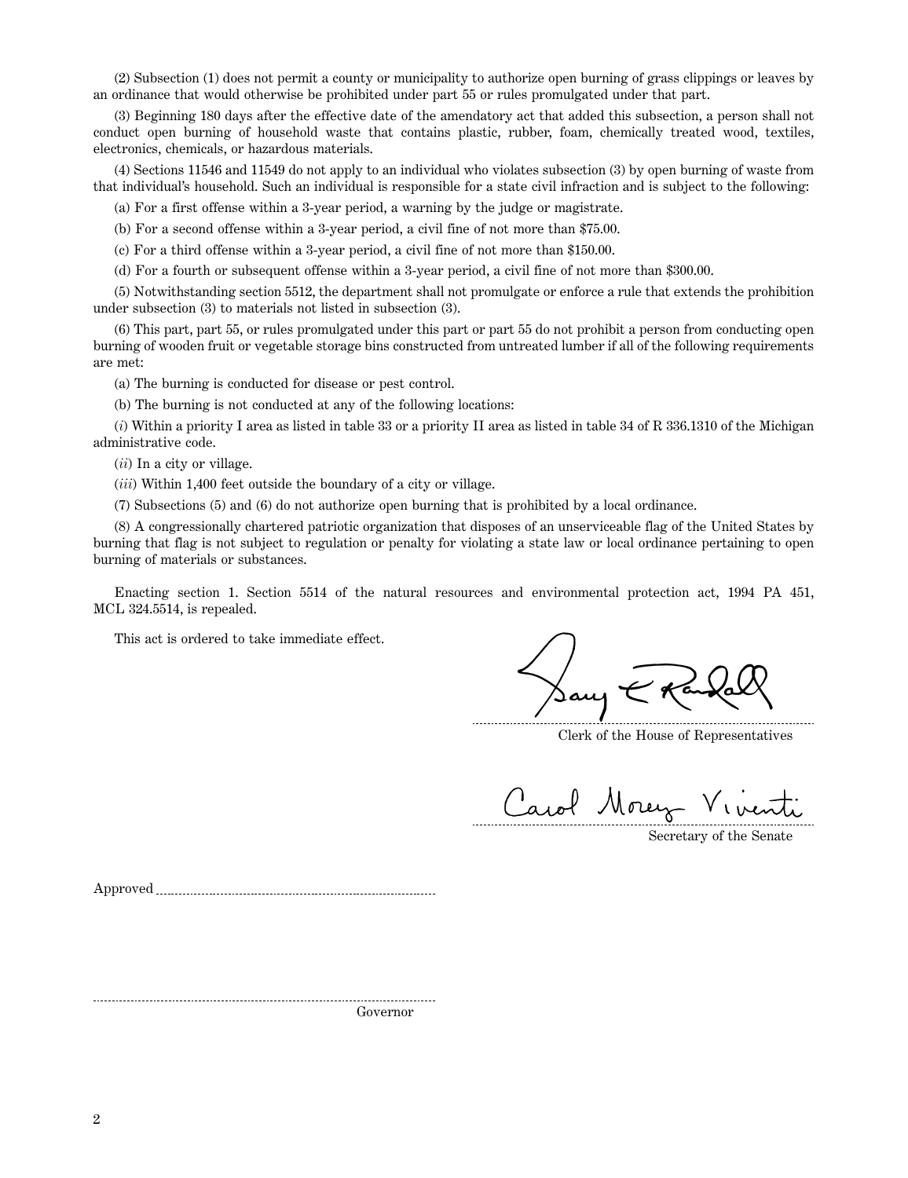(2) Subsection (1) does not permit a county or municipality to authorize open burning of grass clippings or leaves by an ordinance that would otherwise be prohibited under part 55 or rules promulgated under that part.

(3) Beginning 180 days after the effective date of the amendatory act that added this subsection, a person shall not conduct open burning of household waste that contains plastic, rubber, foam, chemically treated wood, textiles, electronics, chemicals, or hazardous materials.

(4) Sections 11546 and 11549 do not apply to an individual who violates subsection (3) by open burning of waste from that individual's household. Such an individual is responsible for a state civil infraction and is subject to the following:

(a) For a first offense within a 3-year period, a warning by the judge or magistrate.

(b) For a second offense within a 3-year period, a civil fine of not more than $75.00.

(c) For a third offense within a 3-year period, a civil fine of not more than $150.00.

(d) For a fourth or subsequent offense within a 3-year period, a civil fine of not more than $300.00.

(5) Notwithstanding section 5512, the department shall not promulgate or enforce a rule that extends the prohibition under subsection (3) to materials not listed in subsection (3).

(6) This part, part 55, or rules promulgated under this part or part 55 do not prohibit a person from conducting open burning of wooden fruit or vegetable storage bins constructed from untreated lumber if all of the following requirements are met:

(a) The burning is conducted for disease or pest control.

(b) The burning is not conducted at any of the following locations:

(*i*) Within a priority I area as listed in table 33 or a priority II area as listed in table 34 of R 336.1310 of the Michigan administrative code.

(*ii*) In a city or village.

(*iii*) Within 1,400 feet outside the boundary of a city or village.

(7) Subsections (5) and (6) do not authorize open burning that is prohibited by a local ordinance.

(8) A congressionally chartered patriotic organization that disposes of an unserviceable flag of the United States by burning that flag is not subject to regulation or penalty for violating a state law or local ordinance pertaining to open burning of materials or substances.

Enacting section 1. Section 5514 of the natural resources and environmental protection act, 1994 PA 451, MCL 324.5514, is repealed.

This act is ordered to take immediate effect.

Gary L Randall

Clerk of the House of Representatives

Carol Morey Viventi

Secretary of the Senate

Approved

Governor